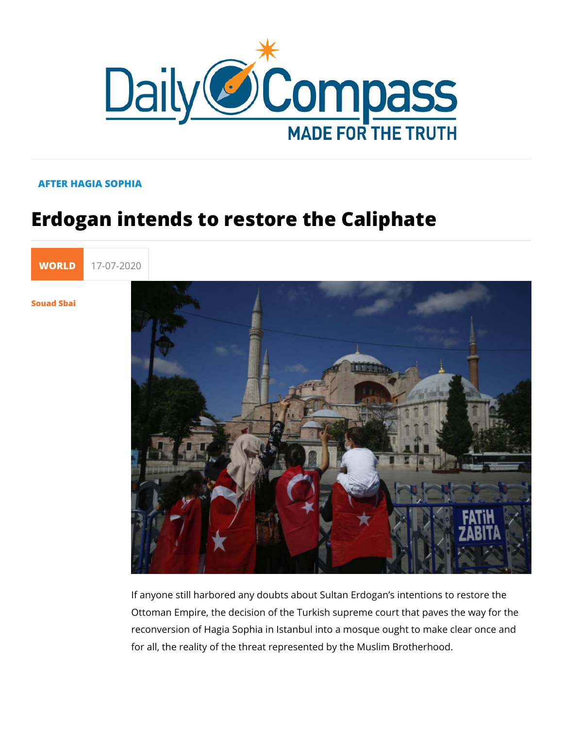AFTER HAGIA SOPHIA

# Erdogan intends to restore the Caliphate

WORLD 17-07-2020

Souad Sbai

If anyone still harbored any doubts about Sultan Erdogan's intentions to restore the Ottoman Empire, the decision of the Turkish supreme court that paves the way for the reconversion of Hagia Sophia in Istanbul into a mosque ought to make clear once and for all, the reality of the threat represented by the Muslim Brotherhood.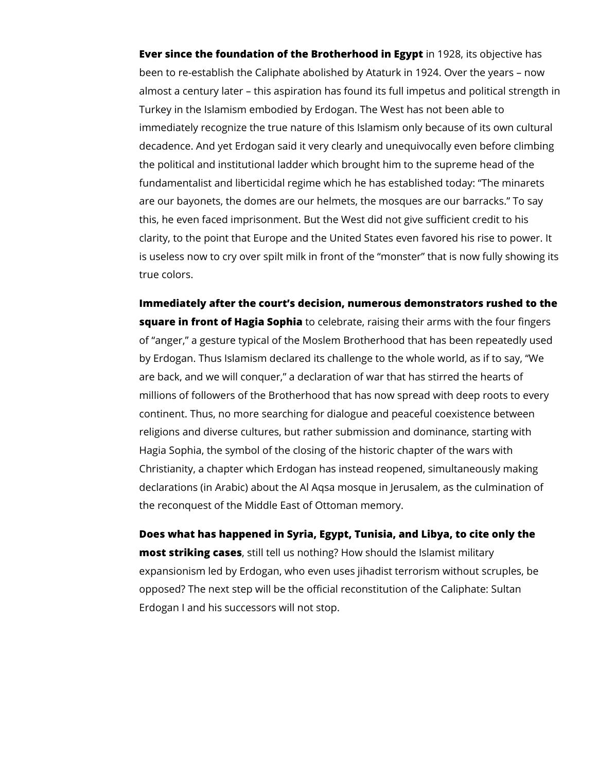**Ever since the foundation of the Brotherhood in Egypt** in 1928, its objective has been to re-establish the Caliphate abolished by Ataturk in 1924. Over the years – now almost a century later – this aspiration has found its full impetus and political strength in Turkey in the Islamism embodied by Erdogan. The West has not been able to immediately recognize the true nature of this Islamism only because of its own cultural decadence. And yet Erdogan said it very clearly and unequivocally even before climbing the political and institutional ladder which brought him to the supreme head of the fundamentalist and liberticidal regime which he has established today: "The minarets are our bayonets, the domes are our helmets, the mosques are our barracks." To say this, he even faced imprisonment. But the West did not give sufficient credit to his clarity, to the point that Europe and the United States even favored his rise to power. It is useless now to cry over spilt milk in front of the "monster" that is now fully showing its true colors.

**Immediately after the court's decision, numerous demonstrators rushed to the square in front of Hagia Sophia** to celebrate, raising their arms with the four fingers of "anger," a gesture typical of the Moslem Brotherhood that has been repeatedly used by Erdogan. Thus Islamism declared its challenge to the whole world, as if to say, "We are back, and we will conquer," a declaration of war that has stirred the hearts of millions of followers of the Brotherhood that has now spread with deep roots to every continent. Thus, no more searching for dialogue and peaceful coexistence between religions and diverse cultures, but rather submission and dominance, starting with Hagia Sophia, the symbol of the closing of the historic chapter of the wars with Christianity, a chapter which Erdogan has instead reopened, simultaneously making declarations (in Arabic) about the Al Aqsa mosque in Jerusalem, as the culmination of the reconquest of the Middle East of Ottoman memory.

**Does what has happened in Syria, Egypt, Tunisia, and Libya, to cite only the most striking cases**, still tell us nothing? How should the Islamist military expansionism led by Erdogan, who even uses jihadist terrorism without scruples, be opposed? The next step will be the official reconstitution of the Caliphate: Sultan Erdogan I and his successors will not stop.